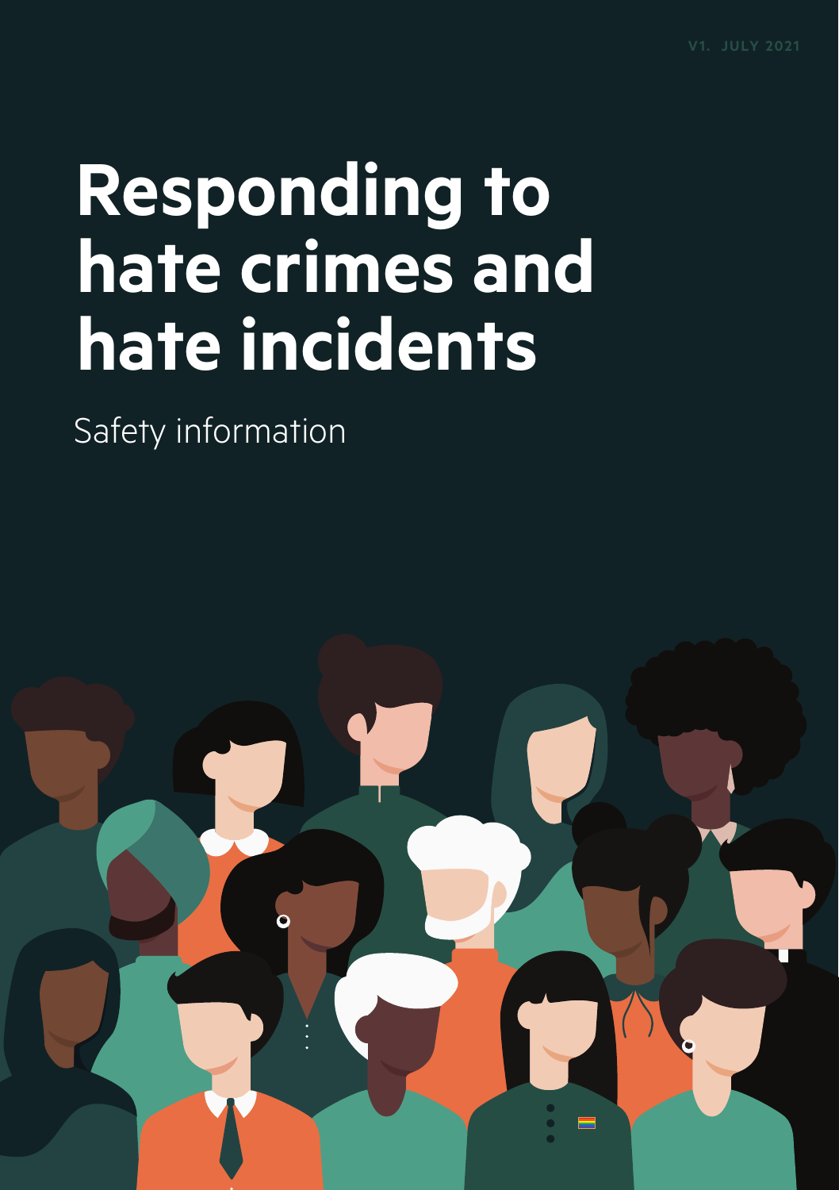V1. JULY 2021

# Responding to hate crimes and hate incidents

Safety information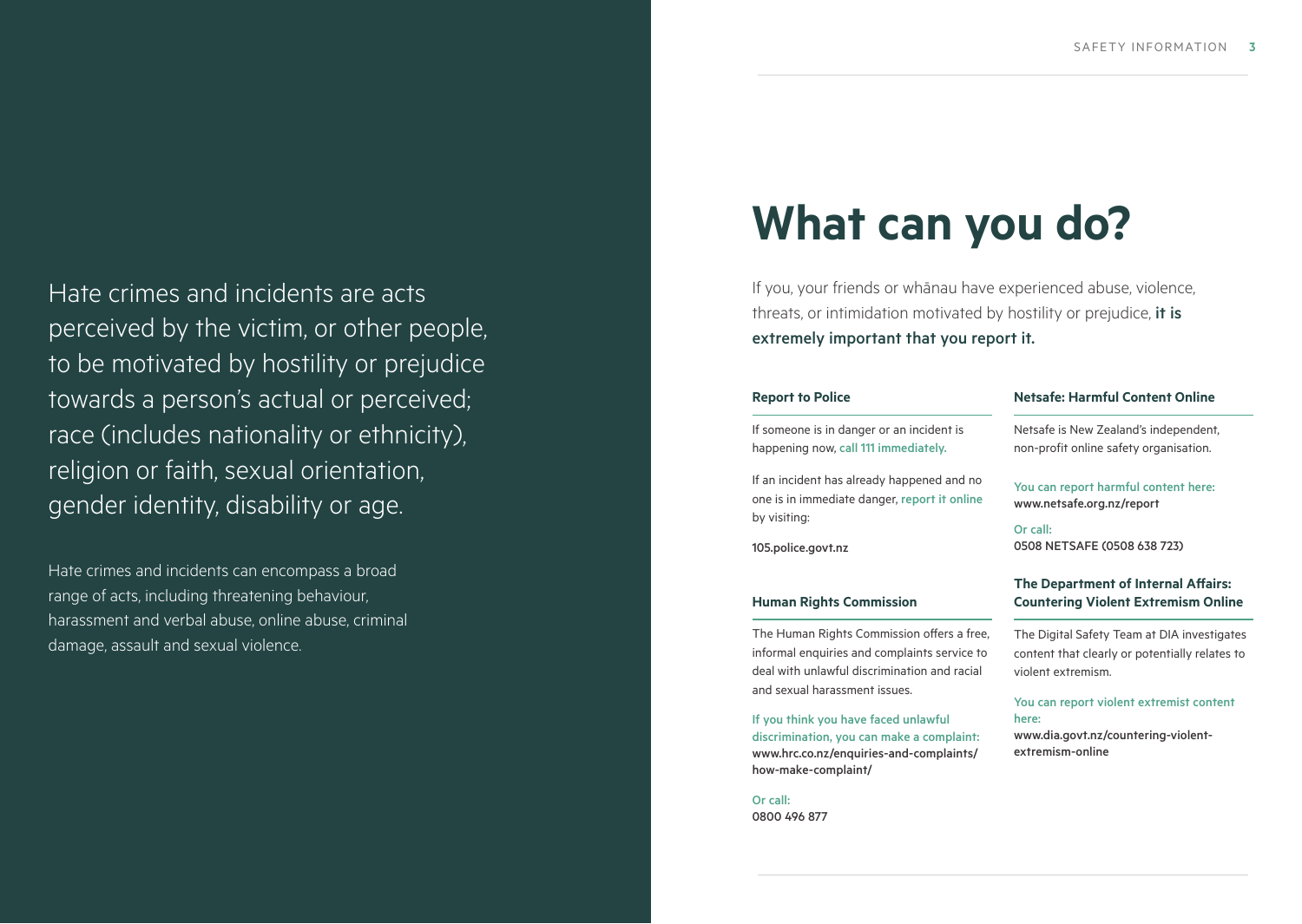Hate crimes and incidents are acts perceived by the victim, or other people, to be motivated by hostility or prejudice towards a person's actual or perceived; race (includes nationality or ethnicity), religion or faith, sexual orientation, gender identity, disability or age.

Hate crimes and incidents can encompass a broad range of acts, including threatening behaviour, harassment and verbal abuse, online abuse, criminal damage, assault and sexual violence.

# What can you do?

If you, your friends or whānau have experienced abuse, violence, threats, or intimidation motivated by hostility or prejudice, **it is extremely important that you report it.**

### Report to Police

If someone is in danger or an incident is happening now, call 111 immediately.

If an incident has already happened and no one is in immediate danger, report it online by visiting:

105.police.govt.nz

### Human Rights Commission

The Human Rights Commission offers a free, informal enquiries and complaints service to deal with unlawful discrimination and racial and sexual harassment issues.

If you think you have faced unlawful discrimination, you can make a complaint:
www.hrc.co.nz/enquiries-and-complaints/how-make-complaint/

Or call:
0800 496 877

### Netsafe: Harmful Content Online

Netsafe is New Zealand's independent, non-profit online safety organisation.

You can report harmful content here:
www.netsafe.org.nz/report

Or call:
0508 NETSAFE (0508 638 723)

### The Department of Internal Affairs: Countering Violent Extremism Online

The Digital Safety Team at DIA investigates content that clearly or potentially relates to violent extremism.

You can report violent extremist content here:
www.dia.govt.nz/countering-violent-extremism-online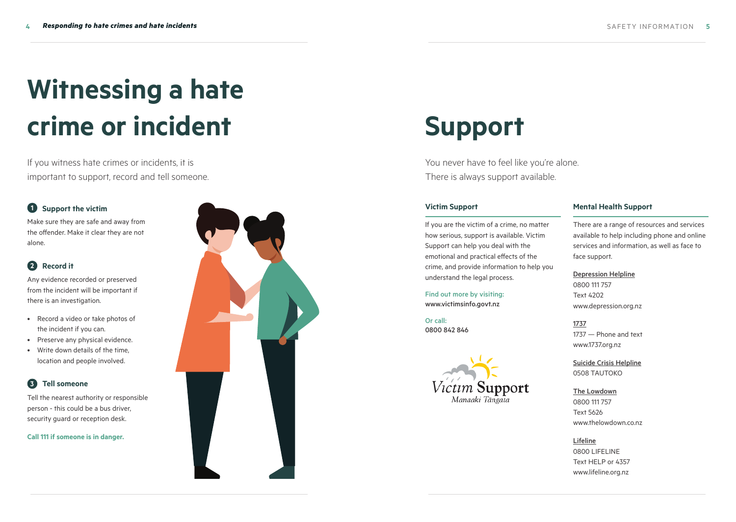# Witnessing a hate crime or incident

If you witness hate crimes or incidents, it is important to support, record and tell someone.

### 1 Support the victim

Make sure they are safe and away from the offender. Make it clear they are not alone.

### 2 Record it

Any evidence recorded or preserved from the incident will be important if there is an investigation.

- Record a video or take photos of the incident if you can.
- Preserve any physical evidence.
- Write down details of the time, location and people involved.

### 3 Tell someone

Tell the nearest authority or responsible person - this could be a bus driver, security guard or reception desk.

**Call 111 if someone is in danger.**

# Support

You never have to feel like you're alone. There is always support available.

### Victim Support

If you are the victim of a crime, no matter how serious, support is available. Victim Support can help you deal with the emotional and practical effects of the crime, and provide information to help you understand the legal process.

Find out more by visiting:
www.victimsinfo.govt.nz

Or call:
0800 842 846

Victim Support
Manaaki Tāngata

### Mental Health Support

There are a range of resources and services available to help including phone and online services and information, as well as face to face support.

Depression Helpline
0800 111 757
Text 4202
www.depression.org.nz

1737
1737 — Phone and text
www.1737.org.nz

Suicide Crisis Helpline
0508 TAUTOKO

The Lowdown
0800 111 757
Text 5626
www.thelowdown.co.nz

Lifeline
0800 LIFELINE
Text HELP or 4357
www.lifeline.org.nz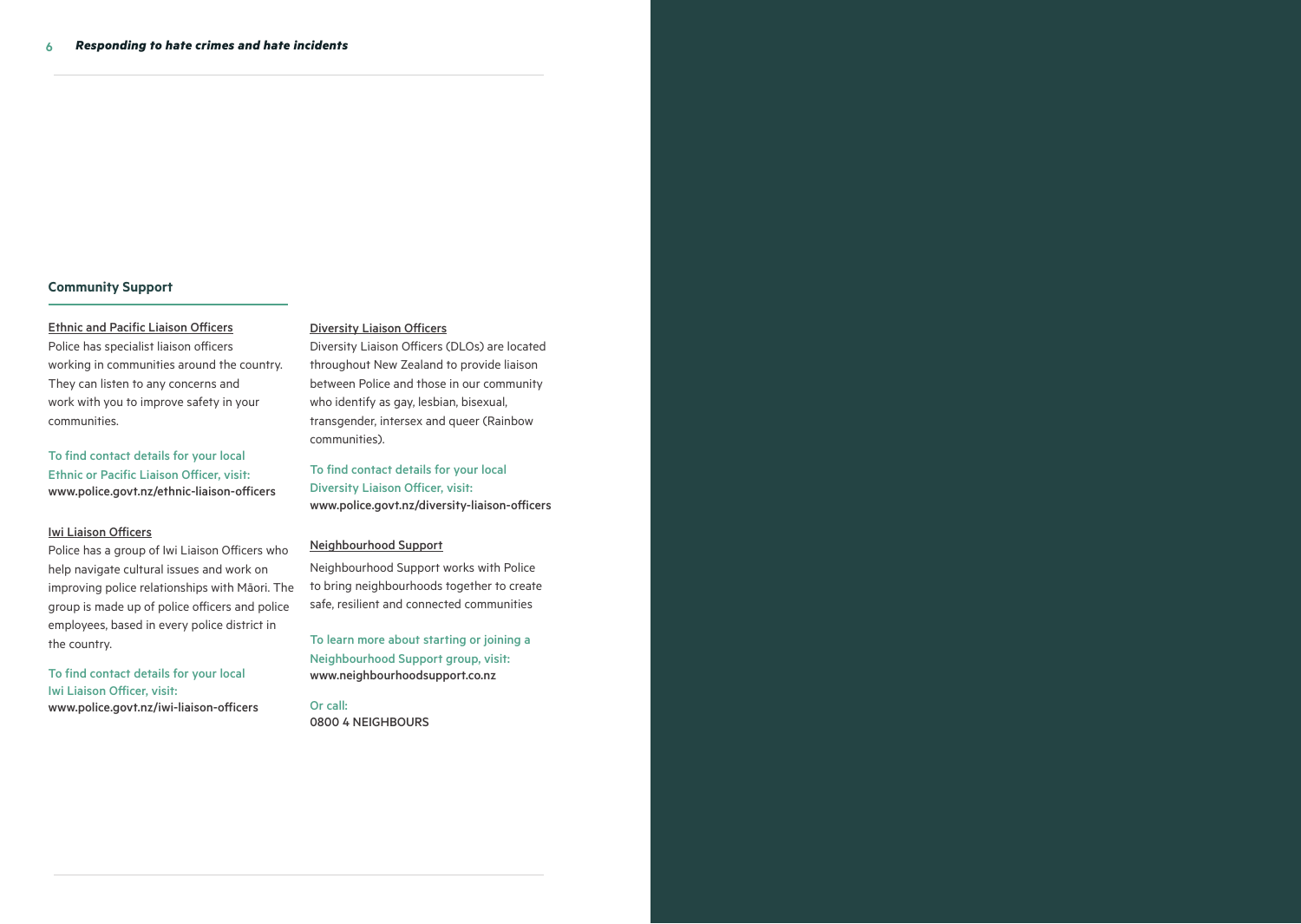## Community Support

### Ethnic and Pacific Liaison Officers

Police has specialist liaison officers working in communities around the country. They can listen to any concerns and work with you to improve safety in your communities.

To find contact details for your local Ethnic or Pacific Liaison Officer, visit:
www.police.govt.nz/ethnic-liaison-officers

### Iwi Liaison Officers

Police has a group of Iwi Liaison Officers who help navigate cultural issues and work on improving police relationships with Māori. The group is made up of police officers and police employees, based in every police district in the country.

To find contact details for your local Iwi Liaison Officer, visit:
www.police.govt.nz/iwi-liaison-officers

### Diversity Liaison Officers

Diversity Liaison Officers (DLOs) are located throughout New Zealand to provide liaison between Police and those in our community who identify as gay, lesbian, bisexual, transgender, intersex and queer (Rainbow communities).

To find contact details for your local Diversity Liaison Officer, visit:
www.police.govt.nz/diversity-liaison-officers

### Neighbourhood Support

Neighbourhood Support works with Police to bring neighbourhoods together to create safe, resilient and connected communities

To learn more about starting or joining a Neighbourhood Support group, visit:
www.neighbourhoodsupport.co.nz

Or call:
0800 4 NEIGHBOURS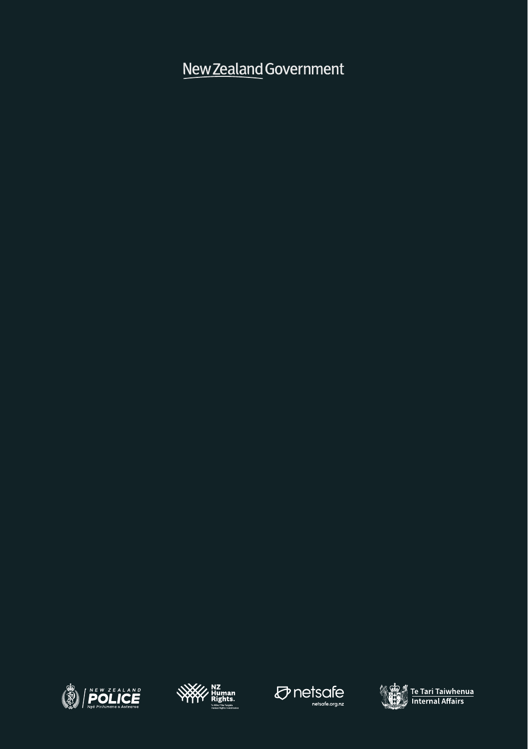New Zealand Government

NEW ZEALAND POLICE
Ngā Pirihimana o Aotearoa

NZ Human Rights.
Te Kāhui Tika Tangata
Human Rights Commission

netsafe
netsafe.org.nz

Te Tari Taiwhenua
Internal Affairs